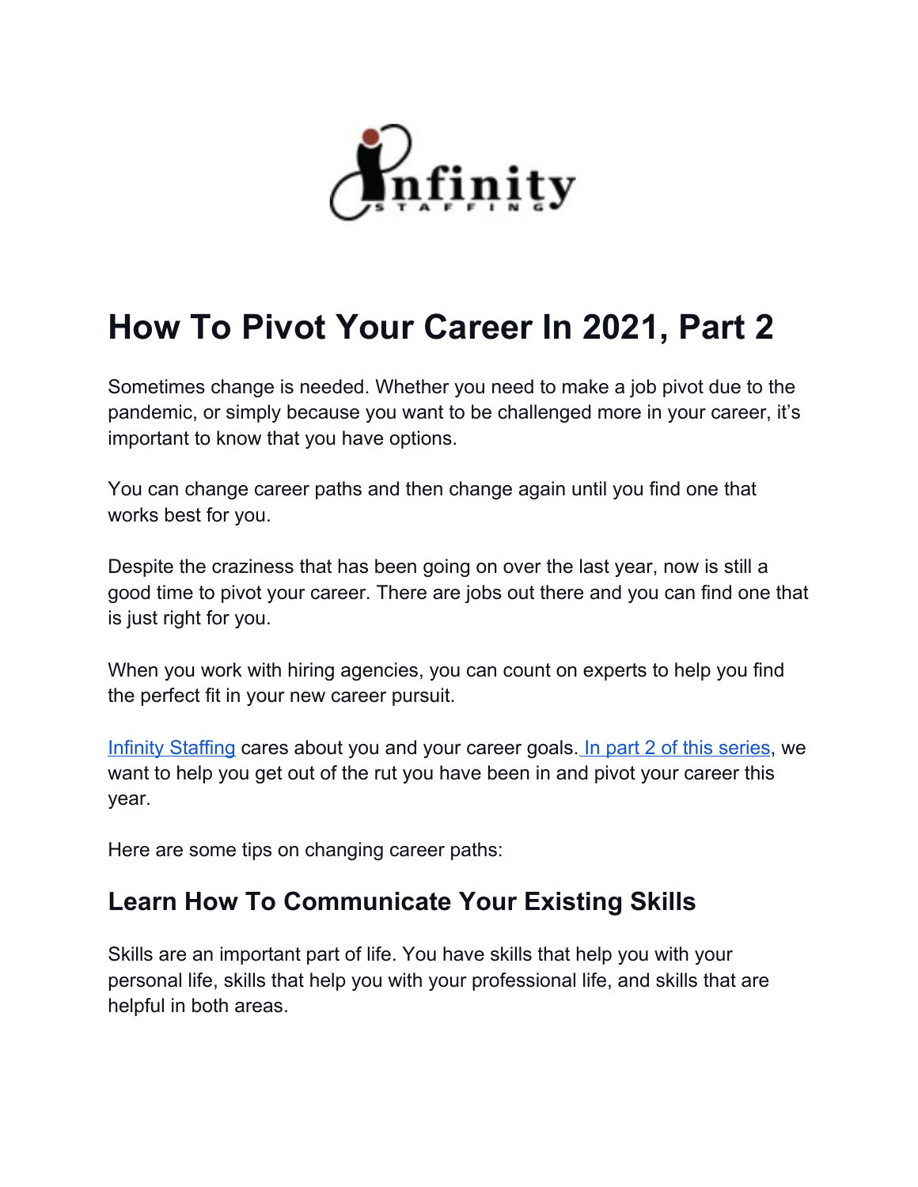# How To Pivot Your Career In 2021, Part 2

Sometimes change is needed. Whether you need to make a job pivot due to the pandemic, or simply because you want to be challenged more in your career, it's important to know that you have options.

You can change career paths and then change again until you find one that works best for you.

Despite the craziness that has been going on over the last year, now is still a good time to pivot your career. There are jobs out there and you can find one that is just right for you.

When you work with hiring agencies, you can count on experts to help you find the perfect fit in your new career pursuit.

Infinity Staffing cares about you and your career goals. In part 2 of this series, we want to help you get out of the rut you have been in and pivot your career this year.

Here are some tips on changing career paths:

## Learn How To Communicate Your Existing Skills

Skills are an important part of life. You have skills that help you with your personal life, skills that help you with your professional life, and skills that are helpful in both areas.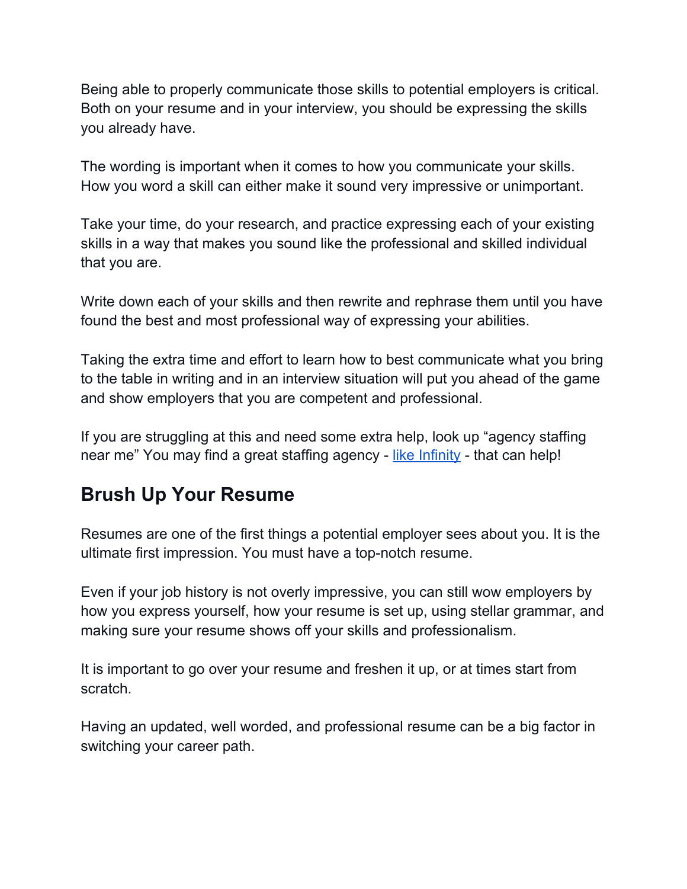Being able to properly communicate those skills to potential employers is critical. Both on your resume and in your interview, you should be expressing the skills you already have.

The wording is important when it comes to how you communicate your skills. How you word a skill can either make it sound very impressive or unimportant.

Take your time, do your research, and practice expressing each of your existing skills in a way that makes you sound like the professional and skilled individual that you are.

Write down each of your skills and then rewrite and rephrase them until you have found the best and most professional way of expressing your abilities.

Taking the extra time and effort to learn how to best communicate what you bring to the table in writing and in an interview situation will put you ahead of the game and show employers that you are competent and professional.

If you are struggling at this and need some extra help, look up "agency staffing near me" You may find a great staffing agency - like Infinity - that can help!

## Brush Up Your Resume

Resumes are one of the first things a potential employer sees about you. It is the ultimate first impression. You must have a top-notch resume.

Even if your job history is not overly impressive, you can still wow employers by how you express yourself, how your resume is set up, using stellar grammar, and making sure your resume shows off your skills and professionalism.

It is important to go over your resume and freshen it up, or at times start from scratch.

Having an updated, well worded, and professional resume can be a big factor in switching your career path.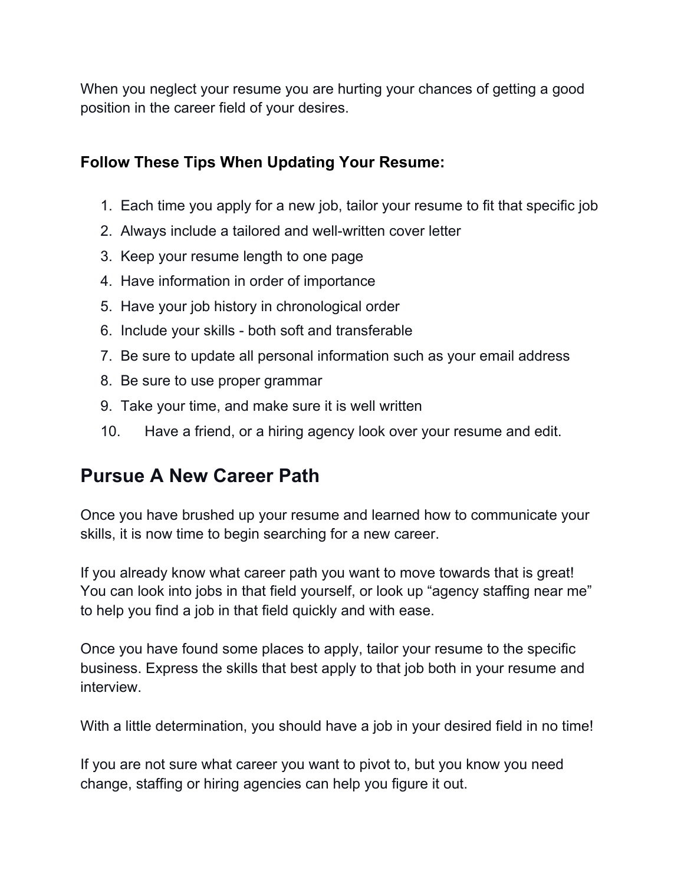When you neglect your resume you are hurting your chances of getting a good position in the career field of your desires.

**Follow These Tips When Updating Your Resume:**

1. Each time you apply for a new job, tailor your resume to fit that specific job
2. Always include a tailored and well-written cover letter
3. Keep your resume length to one page
4. Have information in order of importance
5. Have your job history in chronological order
6. Include your skills - both soft and transferable
7. Be sure to update all personal information such as your email address
8. Be sure to use proper grammar
9. Take your time, and make sure it is well written
10. Have a friend, or a hiring agency look over your resume and edit.

## Pursue A New Career Path

Once you have brushed up your resume and learned how to communicate your skills, it is now time to begin searching for a new career.

If you already know what career path you want to move towards that is great! You can look into jobs in that field yourself, or look up “agency staffing near me” to help you find a job in that field quickly and with ease.

Once you have found some places to apply, tailor your resume to the specific business. Express the skills that best apply to that job both in your resume and interview.

With a little determination, you should have a job in your desired field in no time!

If you are not sure what career you want to pivot to, but you know you need change, staffing or hiring agencies can help you figure it out.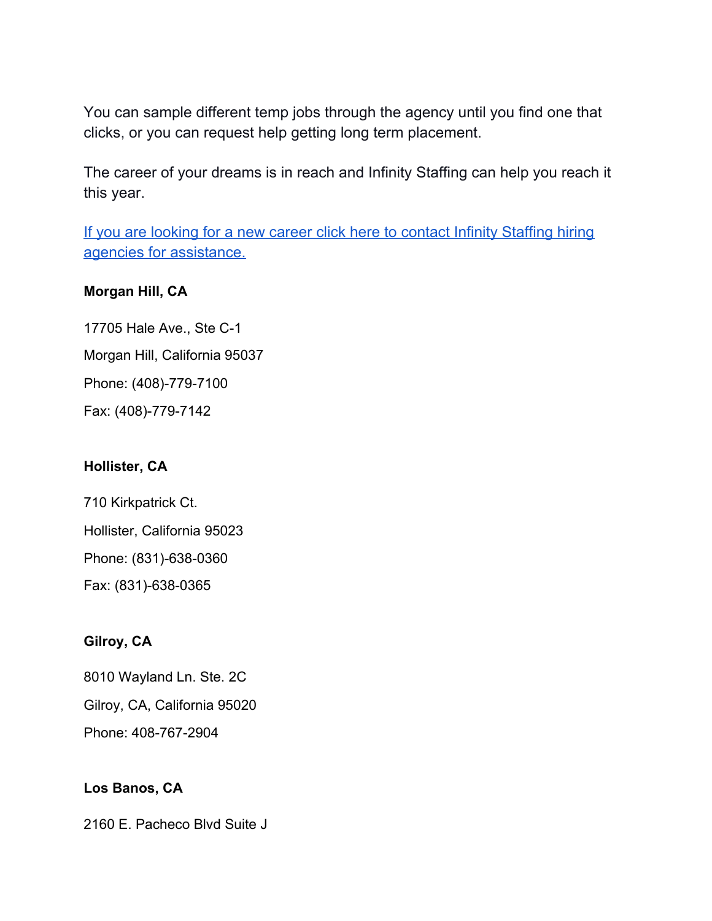You can sample different temp jobs through the agency until you find one that clicks, or you can request help getting long term placement.

The career of your dreams is in reach and Infinity Staffing can help you reach it this year.

If you are looking for a new career click here to contact Infinity Staffing hiring agencies for assistance.

**Morgan Hill, CA**

17705 Hale Ave., Ste C-1

Morgan Hill, California 95037

Phone: (408)-779-7100

Fax: (408)-779-7142

**Hollister, CA**

710 Kirkpatrick Ct.

Hollister, California 95023

Phone: (831)-638-0360

Fax: (831)-638-0365

**Gilroy, CA**

8010 Wayland Ln. Ste. 2C

Gilroy, CA, California 95020

Phone: 408-767-2904

**Los Banos, CA**

2160 E. Pacheco Blvd Suite J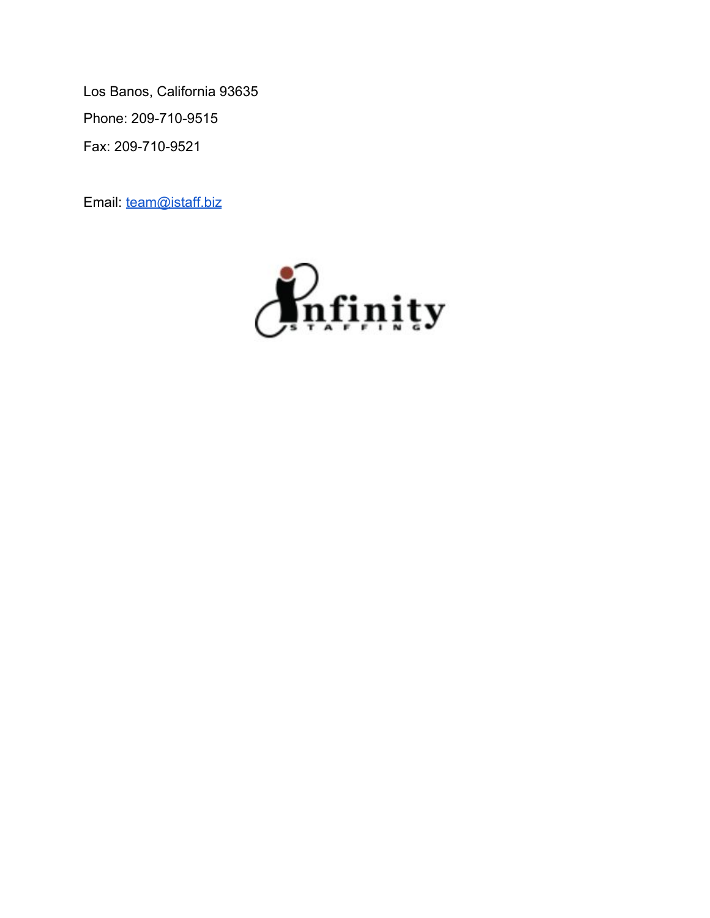Los Banos, California 93635

Phone: 209-710-9515

Fax: 209-710-9521

Email: team@istaff.biz